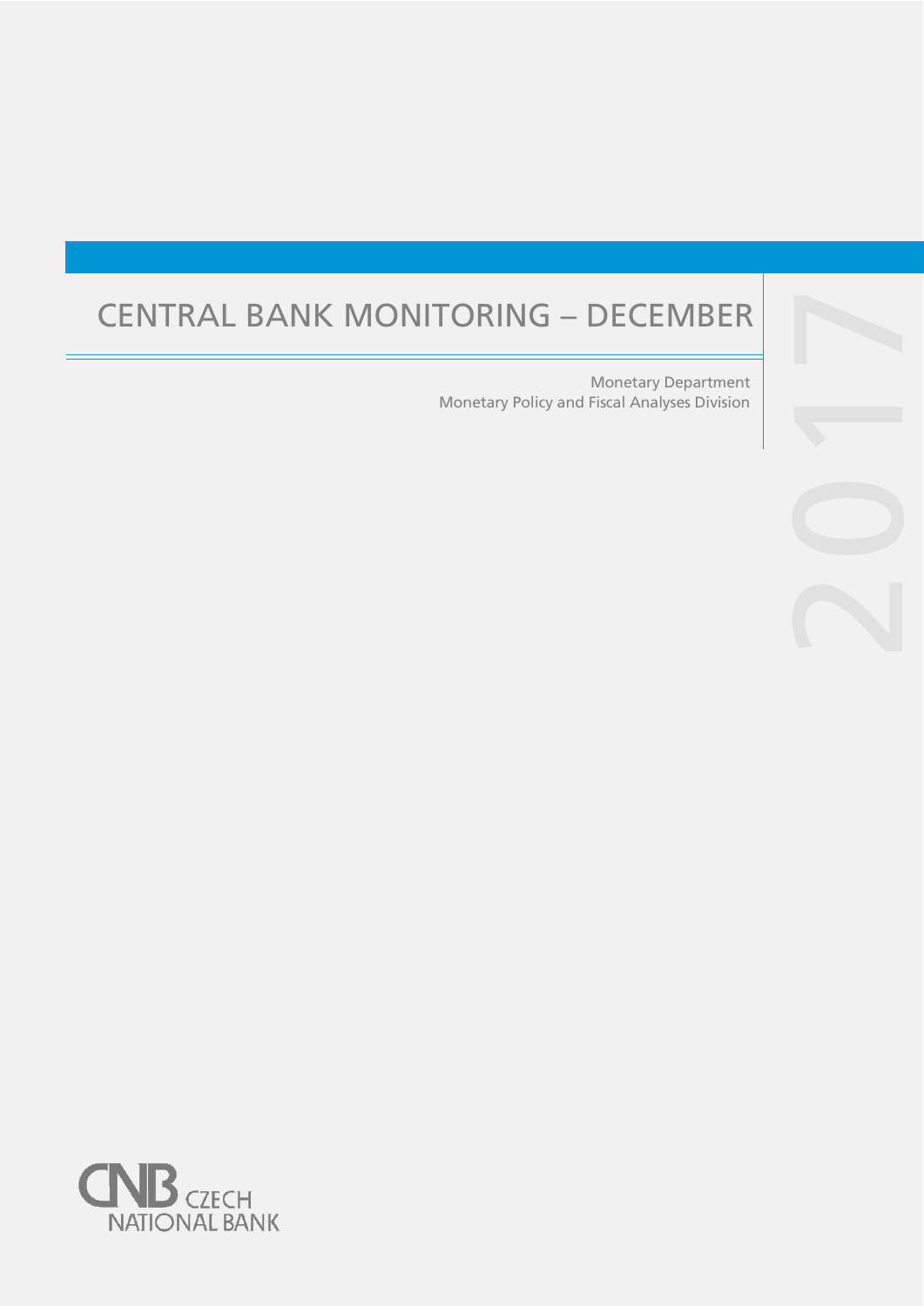# CENTRAL BANK MONITORING – DECEMBER

2017

Monetary Department
Monetary Policy and Fiscal Analyses Division

CNB CZECH NATIONAL BANK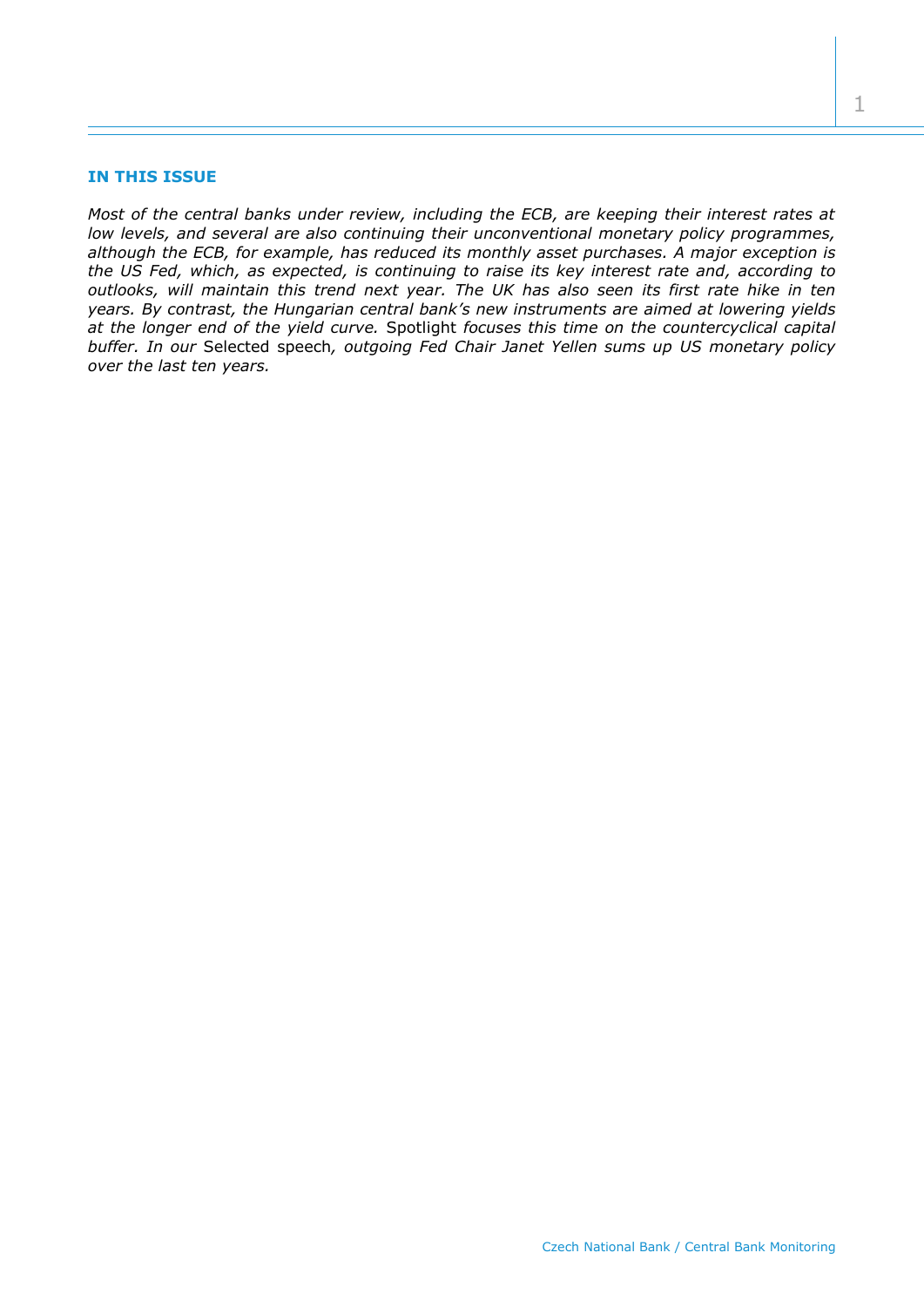## IN THIS ISSUE

*Most of the central banks under review, including the ECB, are keeping their interest rates at low levels, and several are also continuing their unconventional monetary policy programmes, although the ECB, for example, has reduced its monthly asset purchases. A major exception is the US Fed, which, as expected, is continuing to raise its key interest rate and, according to outlooks, will maintain this trend next year. The UK has also seen its first rate hike in ten years. By contrast, the Hungarian central bank's new instruments are aimed at lowering yields at the longer end of the yield curve.* Spotlight *focuses this time on the countercyclical capital buffer. In our* Selected speech*, outgoing Fed Chair Janet Yellen sums up US monetary policy over the last ten years.*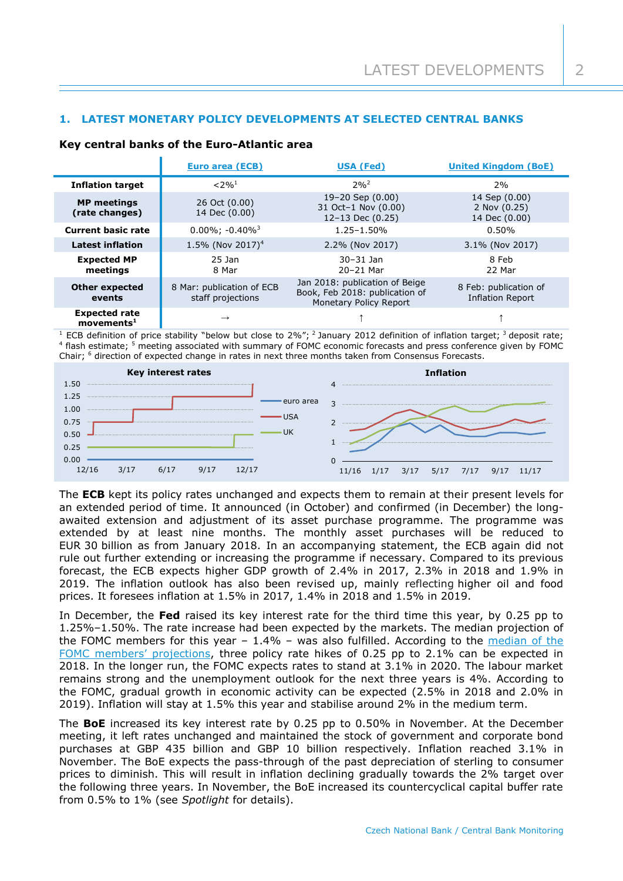## 1. LATEST MONETARY POLICY DEVELOPMENTS AT SELECTED CENTRAL BANKS

**Key central banks of the Euro-Atlantic area**

| | Euro area (ECB) | USA (Fed) | United Kingdom (BoE) |
|---|---|---|---|
| **Inflation target** | <2%[1] | 2%[2] | 2% |
| **MP meetings (rate changes)** | 26 Oct (0.00)<br>14 Dec (0.00) | 19–20 Sep (0.00)<br>31 Oct–1 Nov (0.00)<br>12–13 Dec (0.25) | 14 Sep (0.00)<br>2 Nov (0.25)<br>14 Dec (0.00) |
| **Current basic rate** | 0.00%; -0.40%[3] | 1.25–1.50% | 0.50% |
| **Latest inflation** | 1.5% (Nov 2017)[4] | 2.2% (Nov 2017) | 3.1% (Nov 2017) |
| **Expected MP meetings** | 25 Jan<br>8 Mar | 30–31 Jan<br>20–21 Mar | 8 Feb<br>22 Mar |
| **Other expected events** | 8 Mar: publication of ECB staff projections | Jan 2018: publication of Beige Book, Feb 2018: publication of Monetary Policy Report | 8 Feb: publication of Inflation Report |
| **Expected rate movements**[1] | → | ↑ | ↑ |

[1] ECB definition of price stability "below but close to 2%"; [2] January 2012 definition of inflation target; [3] deposit rate; [4] flash estimate; [5] meeting associated with summary of FOMC economic forecasts and press conference given by FOMC Chair; [6] direction of expected change in rates in next three months taken from Consensus Forecasts.

**Key interest rates** — euro area, USA, UK (12/16 – 12/17)

**Inflation** — euro area, USA, UK (11/16 – 11/17)

The **ECB** kept its policy rates unchanged and expects them to remain at their present levels for an extended period of time. It announced (in October) and confirmed (in December) the long-awaited extension and adjustment of its asset purchase programme. The programme was extended by at least nine months. The monthly asset purchases will be reduced to EUR 30 billion as from January 2018. In an accompanying statement, the ECB again did not rule out further extending or increasing the programme if necessary. Compared to its previous forecast, the ECB expects higher GDP growth of 2.4% in 2017, 2.3% in 2018 and 1.9% in 2019. The inflation outlook has also been revised up, mainly reflecting higher oil and food prices. It foresees inflation at 1.5% in 2017, 1.4% in 2018 and 1.5% in 2019.

In December, the **Fed** raised its key interest rate for the third time this year, by 0.25 pp to 1.25%–1.50%. The rate increase had been expected by the markets. The median projection of the FOMC members for this year – 1.4% – was also fulfilled. According to the median of the FOMC members' projections, three policy rate hikes of 0.25 pp to 2.1% can be expected in 2018. In the longer run, the FOMC expects rates to stand at 3.1% in 2020. The labour market remains strong and the unemployment outlook for the next three years is 4%. According to the FOMC, gradual growth in economic activity can be expected (2.5% in 2018 and 2.0% in 2019). Inflation will stay at 1.5% this year and stabilise around 2% in the medium term.

The **BoE** increased its key interest rate by 0.25 pp to 0.50% in November. At the December meeting, it left rates unchanged and maintained the stock of government and corporate bond purchases at GBP 435 billion and GBP 10 billion respectively. Inflation reached 3.1% in November. The BoE expects the pass-through of the past depreciation of sterling to consumer prices to diminish. This will result in inflation declining gradually towards the 2% target over the following three years. In November, the BoE increased its countercyclical capital buffer rate from 0.5% to 1% (see *Spotlight* for details).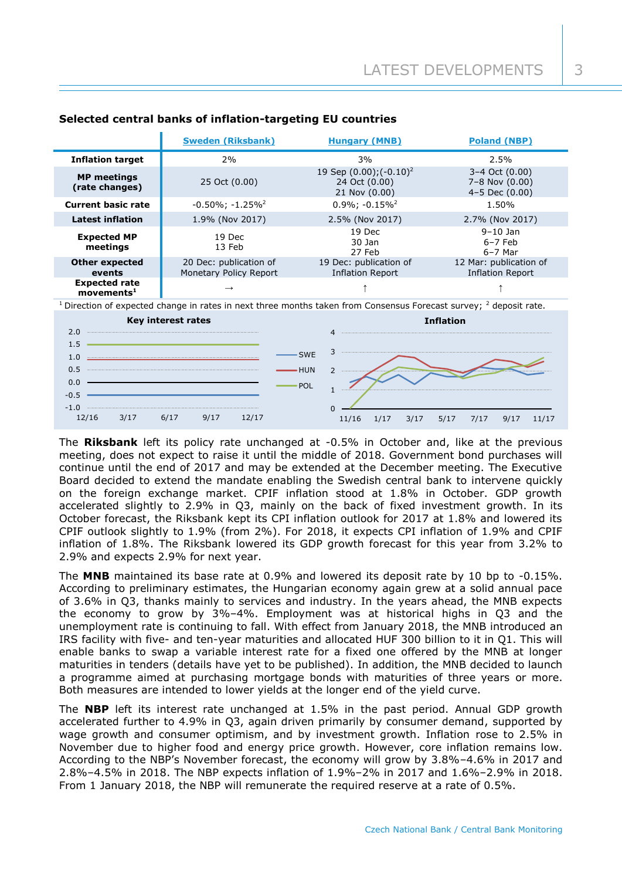### Selected central banks of inflation-targeting EU countries

| | Sweden (Riksbank) | Hungary (MNB) | Poland (NBP) |
|---|---|---|---|
| **Inflation target** | 2% | 3% | 2.5% |
| **MP meetings (rate changes)** | 25 Oct (0.00) | 19 Sep (0.00);(-0.10)[2] 24 Oct (0.00) 21 Nov (0.00) | 3–4 Oct (0.00) 7–8 Nov (0.00) 4–5 Dec (0.00) |
| **Current basic rate** | -0.50%; -1.25%[2] | 0.9%; -0.15%[2] | 1.50% |
| **Latest inflation** | 1.9% (Nov 2017) | 2.5% (Nov 2017) | 2.7% (Nov 2017) |
| **Expected MP meetings** | 19 Dec 13 Feb | 19 Dec 30 Jan 27 Feb | 9–10 Jan 6–7 Feb 6–7 Mar |
| **Other expected events** | 20 Dec: publication of Monetary Policy Report | 19 Dec: publication of Inflation Report | 12 Mar: publication of Inflation Report |
| **Expected rate movements[1]** | → | ↑ | ↑ |

[1] Direction of expected change in rates in next three months taken from Consensus Forecast survey; [2] deposit rate.

The **Riksbank** left its policy rate unchanged at -0.5% in October and, like at the previous meeting, does not expect to raise it until the middle of 2018. Government bond purchases will continue until the end of 2017 and may be extended at the December meeting. The Executive Board decided to extend the mandate enabling the Swedish central bank to intervene quickly on the foreign exchange market. CPIF inflation stood at 1.8% in October. GDP growth accelerated slightly to 2.9% in Q3, mainly on the back of fixed investment growth. In its October forecast, the Riksbank kept its CPI inflation outlook for 2017 at 1.8% and lowered its CPIF outlook slightly to 1.9% (from 2%). For 2018, it expects CPI inflation of 1.9% and CPIF inflation of 1.8%. The Riksbank lowered its GDP growth forecast for this year from 3.2% to 2.9% and expects 2.9% for next year.

The **MNB** maintained its base rate at 0.9% and lowered its deposit rate by 10 bp to -0.15%. According to preliminary estimates, the Hungarian economy again grew at a solid annual pace of 3.6% in Q3, thanks mainly to services and industry. In the years ahead, the MNB expects the economy to grow by 3%–4%. Employment was at historical highs in Q3 and the unemployment rate is continuing to fall. With effect from January 2018, the MNB introduced an IRS facility with five- and ten-year maturities and allocated HUF 300 billion to it in Q1. This will enable banks to swap a variable interest rate for a fixed one offered by the MNB at longer maturities in tenders (details have yet to be published). In addition, the MNB decided to launch a programme aimed at purchasing mortgage bonds with maturities of three years or more. Both measures are intended to lower yields at the longer end of the yield curve.

The **NBP** left its interest rate unchanged at 1.5% in the past period. Annual GDP growth accelerated further to 4.9% in Q3, again driven primarily by consumer demand, supported by wage growth and consumer optimism, and by investment growth. Inflation rose to 2.5% in November due to higher food and energy price growth. However, core inflation remains low. According to the NBP's November forecast, the economy will grow by 3.8%–4.6% in 2017 and 2.8%–4.5% in 2018. The NBP expects inflation of 1.9%–2% in 2017 and 1.6%–2.9% in 2018. From 1 January 2018, the NBP will remunerate the required reserve at a rate of 0.5%.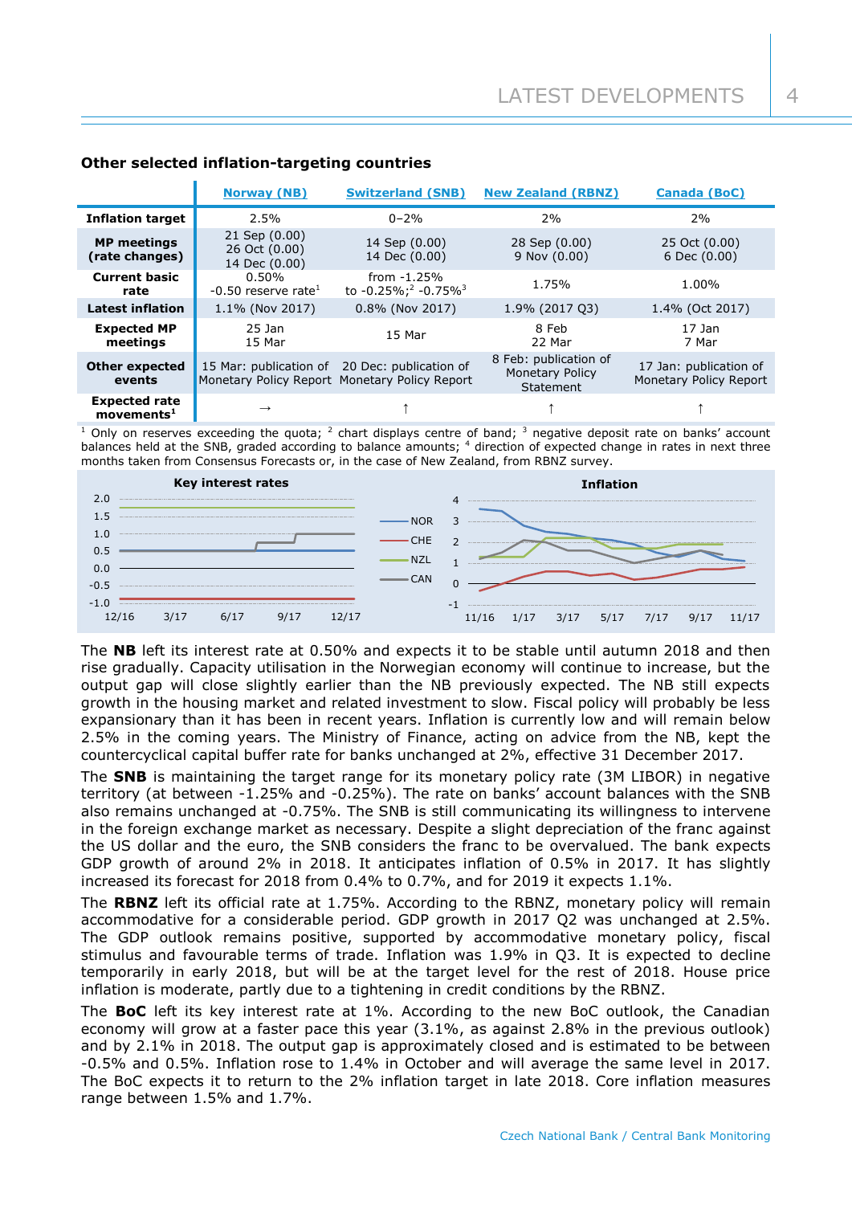### Other selected inflation-targeting countries

| | Norway (NB) | Switzerland (SNB) | New Zealand (RBNZ) | Canada (BoC) |
|---|---|---|---|---|
| **Inflation target** | 2.5% | 0–2% | 2% | 2% |
| **MP meetings (rate changes)** | 21 Sep (0.00) 26 Oct (0.00) 14 Dec (0.00) | 14 Sep (0.00) 14 Dec (0.00) | 28 Sep (0.00) 9 Nov (0.00) | 25 Oct (0.00) 6 Dec (0.00) |
| **Current basic rate** | 0.50% -0.50 reserve rate[1] | from -1.25% to -0.25%;[2] -0.75%[3] | 1.75% | 1.00% |
| **Latest inflation** | 1.1% (Nov 2017) | 0.8% (Nov 2017) | 1.9% (2017 Q3) | 1.4% (Oct 2017) |
| **Expected MP meetings** | 25 Jan 15 Mar | 15 Mar | 8 Feb 22 Mar | 17 Jan 7 Mar |
| **Other expected events** | 15 Mar: publication of Monetary Policy Report | 20 Dec: publication of Monetary Policy Report | 8 Feb: publication of Monetary Policy Statement | 17 Jan: publication of Monetary Policy Report |
| **Expected rate movements[1]** | → | ↑ | ↑ | ↑ |

[1] Only on reserves exceeding the quota; [2] chart displays centre of band; [3] negative deposit rate on banks' account balances held at the SNB, graded according to balance amounts; [4] direction of expected change in rates in next three months taken from Consensus Forecasts or, in the case of New Zealand, from RBNZ survey.

**Key interest rates** | **Inflation** (NOR, CHE, NZL, CAN)

The **NB** left its interest rate at 0.50% and expects it to be stable until autumn 2018 and then rise gradually. Capacity utilisation in the Norwegian economy will continue to increase, but the output gap will close slightly earlier than the NB previously expected. The NB still expects growth in the housing market and related investment to slow. Fiscal policy will probably be less expansionary than it has been in recent years. Inflation is currently low and will remain below 2.5% in the coming years. The Ministry of Finance, acting on advice from the NB, kept the countercyclical capital buffer rate for banks unchanged at 2%, effective 31 December 2017.

The **SNB** is maintaining the target range for its monetary policy rate (3M LIBOR) in negative territory (at between -1.25% and -0.25%). The rate on banks' account balances with the SNB also remains unchanged at -0.75%. The SNB is still communicating its willingness to intervene in the foreign exchange market as necessary. Despite a slight depreciation of the franc against the US dollar and the euro, the SNB considers the franc to be overvalued. The bank expects GDP growth of around 2% in 2018. It anticipates inflation of 0.5% in 2017. It has slightly increased its forecast for 2018 from 0.4% to 0.7%, and for 2019 it expects 1.1%.

The **RBNZ** left its official rate at 1.75%. According to the RBNZ, monetary policy will remain accommodative for a considerable period. GDP growth in 2017 Q2 was unchanged at 2.5%. The GDP outlook remains positive, supported by accommodative monetary policy, fiscal stimulus and favourable terms of trade. Inflation was 1.9% in Q3. It is expected to decline temporarily in early 2018, but will be at the target level for the rest of 2018. House price inflation is moderate, partly due to a tightening in credit conditions by the RBNZ.

The **BoC** left its key interest rate at 1%. According to the new BoC outlook, the Canadian economy will grow at a faster pace this year (3.1%, as against 2.8% in the previous outlook) and by 2.1% in 2018. The output gap is approximately closed and is estimated to be between -0.5% and 0.5%. Inflation rose to 1.4% in October and will average the same level in 2017. The BoC expects it to return to the 2% inflation target in late 2018. Core inflation measures range between 1.5% and 1.7%.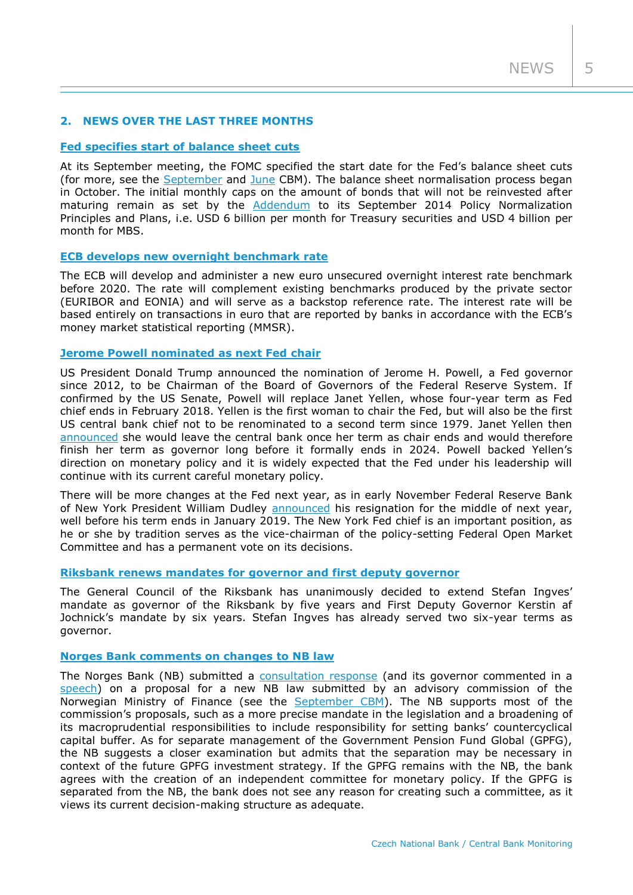## 2. NEWS OVER THE LAST THREE MONTHS

### Fed specifies start of balance sheet cuts

At its September meeting, the FOMC specified the start date for the Fed's balance sheet cuts (for more, see the September and June CBM). The balance sheet normalisation process began in October. The initial monthly caps on the amount of bonds that will not be reinvested after maturing remain as set by the Addendum to its September 2014 Policy Normalization Principles and Plans, i.e. USD 6 billion per month for Treasury securities and USD 4 billion per month for MBS.

### ECB develops new overnight benchmark rate

The ECB will develop and administer a new euro unsecured overnight interest rate benchmark before 2020. The rate will complement existing benchmarks produced by the private sector (EURIBOR and EONIA) and will serve as a backstop reference rate. The interest rate will be based entirely on transactions in euro that are reported by banks in accordance with the ECB's money market statistical reporting (MMSR).

### Jerome Powell nominated as next Fed chair

US President Donald Trump announced the nomination of Jerome H. Powell, a Fed governor since 2012, to be Chairman of the Board of Governors of the Federal Reserve System. If confirmed by the US Senate, Powell will replace Janet Yellen, whose four-year term as Fed chief ends in February 2018. Yellen is the first woman to chair the Fed, but will also be the first US central bank chief not to be renominated to a second term since 1979. Janet Yellen then announced she would leave the central bank once her term as chair ends and would therefore finish her term as governor long before it formally ends in 2024. Powell backed Yellen's direction on monetary policy and it is widely expected that the Fed under his leadership will continue with its current careful monetary policy.

There will be more changes at the Fed next year, as in early November Federal Reserve Bank of New York President William Dudley announced his resignation for the middle of next year, well before his term ends in January 2019. The New York Fed chief is an important position, as he or she by tradition serves as the vice-chairman of the policy-setting Federal Open Market Committee and has a permanent vote on its decisions.

### Riksbank renews mandates for governor and first deputy governor

The General Council of the Riksbank has unanimously decided to extend Stefan Ingves' mandate as governor of the Riksbank by five years and First Deputy Governor Kerstin af Jochnick's mandate by six years. Stefan Ingves has already served two six-year terms as governor.

### Norges Bank comments on changes to NB law

The Norges Bank (NB) submitted a consultation response (and its governor commented in a speech) on a proposal for a new NB law submitted by an advisory commission of the Norwegian Ministry of Finance (see the September CBM). The NB supports most of the commission's proposals, such as a more precise mandate in the legislation and a broadening of its macroprudential responsibilities to include responsibility for setting banks' countercyclical capital buffer. As for separate management of the Government Pension Fund Global (GPFG), the NB suggests a closer examination but admits that the separation may be necessary in context of the future GPFG investment strategy. If the GPFG remains with the NB, the bank agrees with the creation of an independent committee for monetary policy. If the GPFG is separated from the NB, the bank does not see any reason for creating such a committee, as it views its current decision-making structure as adequate.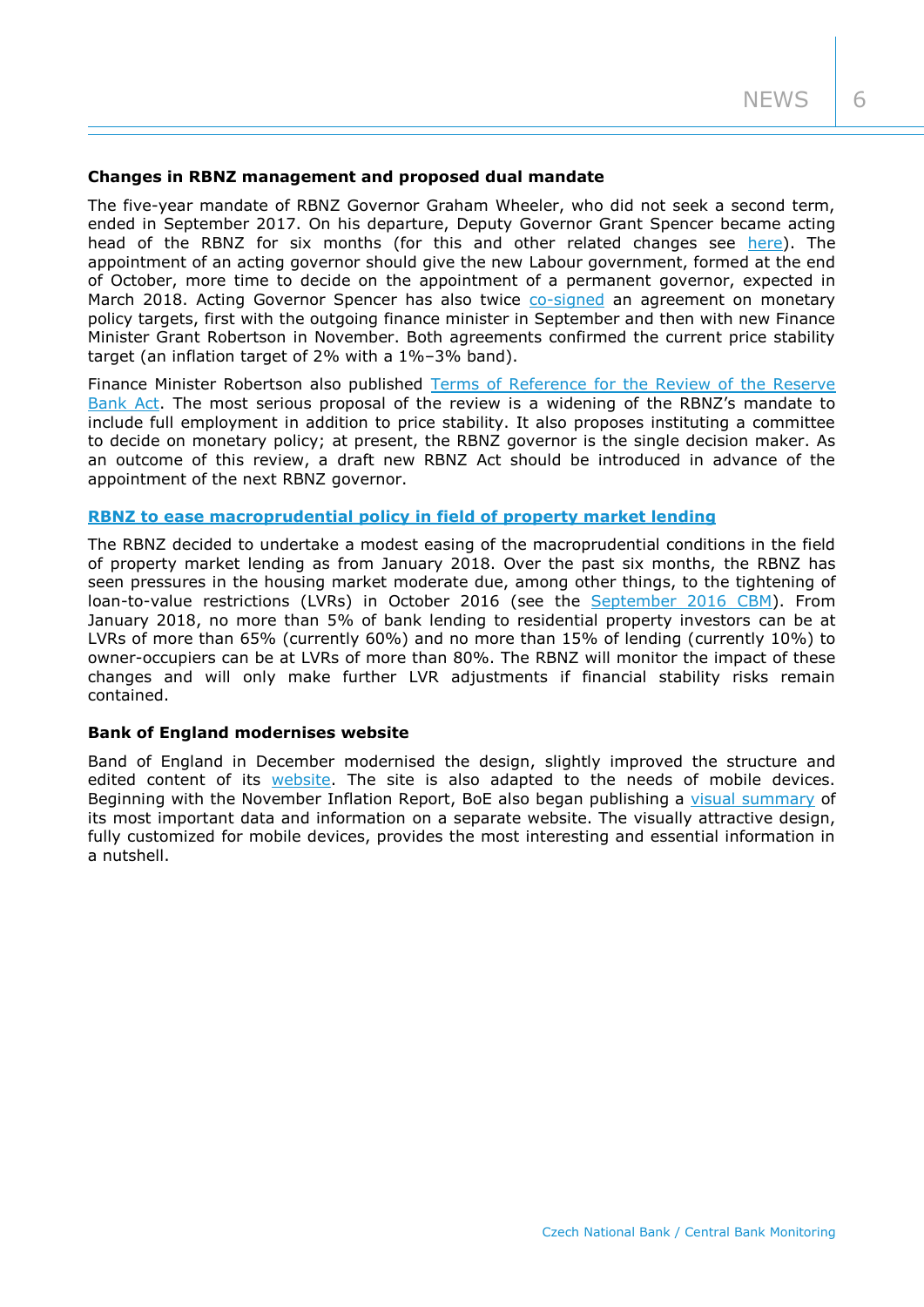### Changes in RBNZ management and proposed dual mandate

The five-year mandate of RBNZ Governor Graham Wheeler, who did not seek a second term, ended in September 2017. On his departure, Deputy Governor Grant Spencer became acting head of the RBNZ for six months (for this and other related changes see here). The appointment of an acting governor should give the new Labour government, formed at the end of October, more time to decide on the appointment of a permanent governor, expected in March 2018. Acting Governor Spencer has also twice co-signed an agreement on monetary policy targets, first with the outgoing finance minister in September and then with new Finance Minister Grant Robertson in November. Both agreements confirmed the current price stability target (an inflation target of 2% with a 1%–3% band).

Finance Minister Robertson also published Terms of Reference for the Review of the Reserve Bank Act. The most serious proposal of the review is a widening of the RBNZ's mandate to include full employment in addition to price stability. It also proposes instituting a committee to decide on monetary policy; at present, the RBNZ governor is the single decision maker. As an outcome of this review, a draft new RBNZ Act should be introduced in advance of the appointment of the next RBNZ governor.

### RBNZ to ease macroprudential policy in field of property market lending

The RBNZ decided to undertake a modest easing of the macroprudential conditions in the field of property market lending as from January 2018. Over the past six months, the RBNZ has seen pressures in the housing market moderate due, among other things, to the tightening of loan-to-value restrictions (LVRs) in October 2016 (see the September 2016 CBM). From January 2018, no more than 5% of bank lending to residential property investors can be at LVRs of more than 65% (currently 60%) and no more than 15% of lending (currently 10%) to owner-occupiers can be at LVRs of more than 80%. The RBNZ will monitor the impact of these changes and will only make further LVR adjustments if financial stability risks remain contained.

### Bank of England modernises website

Band of England in December modernised the design, slightly improved the structure and edited content of its website. The site is also adapted to the needs of mobile devices. Beginning with the November Inflation Report, BoE also began publishing a visual summary of its most important data and information on a separate website. The visually attractive design, fully customized for mobile devices, provides the most interesting and essential information in a nutshell.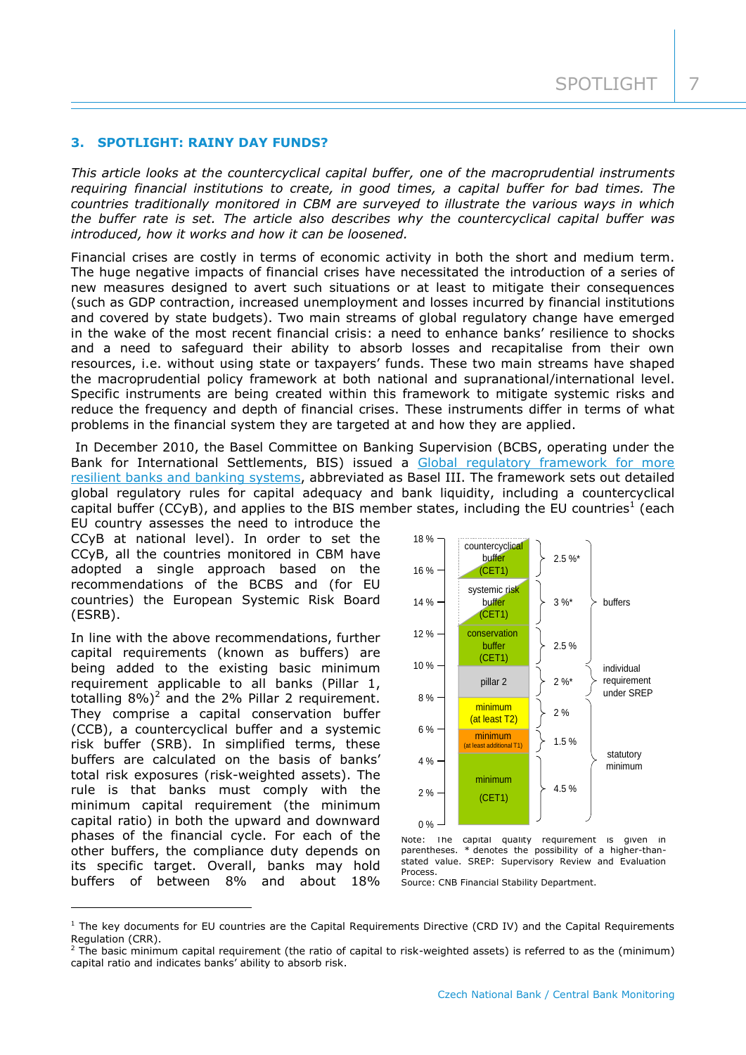## 3. SPOTLIGHT: RAINY DAY FUNDS?

*This article looks at the countercyclical capital buffer, one of the macroprudential instruments requiring financial institutions to create, in good times, a capital buffer for bad times. The countries traditionally monitored in CBM are surveyed to illustrate the various ways in which the buffer rate is set. The article also describes why the countercyclical capital buffer was introduced, how it works and how it can be loosened.*

Financial crises are costly in terms of economic activity in both the short and medium term. The huge negative impacts of financial crises have necessitated the introduction of a series of new measures designed to avert such situations or at least to mitigate their consequences (such as GDP contraction, increased unemployment and losses incurred by financial institutions and covered by state budgets). Two main streams of global regulatory change have emerged in the wake of the most recent financial crisis: a need to enhance banks' resilience to shocks and a need to safeguard their ability to absorb losses and recapitalise from their own resources, i.e. without using state or taxpayers' funds. These two main streams have shaped the macroprudential policy framework at both national and supranational/international level. Specific instruments are being created within this framework to mitigate systemic risks and reduce the frequency and depth of financial crises. These instruments differ in terms of what problems in the financial system they are targeted at and how they are applied.

In December 2010, the Basel Committee on Banking Supervision (BCBS, operating under the Bank for International Settlements, BIS) issued a Global regulatory framework for more resilient banks and banking systems, abbreviated as Basel III. The framework sets out detailed global regulatory rules for capital adequacy and bank liquidity, including a countercyclical capital buffer (CCyB), and applies to the BIS member states, including the EU countries[1] (each EU country assesses the need to introduce the CCyB at national level). In order to set the CCyB, all the countries monitored in CBM have adopted a single approach based on the recommendations of the BCBS and (for EU countries) the European Systemic Risk Board (ESRB).

In line with the above recommendations, further capital requirements (known as buffers) are being added to the existing basic minimum requirement applicable to all banks (Pillar 1, totalling 8%)[2] and the 2% Pillar 2 requirement. They comprise a capital conservation buffer (CCB), a countercyclical buffer and a systemic risk buffer (SRB). In simplified terms, these buffers are calculated on the basis of banks' total risk exposures (risk-weighted assets). The rule is that banks must comply with the minimum capital requirement (the minimum capital ratio) in both the upward and downward phases of the financial cycle. For each of the other buffers, the compliance duty depends on its specific target. Overall, banks may hold buffers of between 8% and about 18%

| Component | Rate | Group |
|---|---|---|
| countercyclical buffer (CET1) | 2.5 %* | buffers |
| systemic risk buffer (CET1) | 3 %* | buffers |
| conservation buffer (CET1) | 2.5 % | buffers |
| pillar 2 | 2 %* | individual requirement under SREP |
| minimum (at least T2) | 2 % | statutory minimum |
| minimum (at least additional T1) | 1.5 % | statutory minimum |
| minimum (CET1) | 4.5 % | statutory minimum |

Note: The capital quality requirement is given in parentheses. * denotes the possibility of a higher-than-stated value. SREP: Supervisory Review and Evaluation Process.
Source: CNB Financial Stability Department.

---

[1] The key documents for EU countries are the Capital Requirements Directive (CRD IV) and the Capital Requirements Regulation (CRR).

[2] The basic minimum capital requirement (the ratio of capital to risk-weighted assets) is referred to as the (minimum) capital ratio and indicates banks' ability to absorb risk.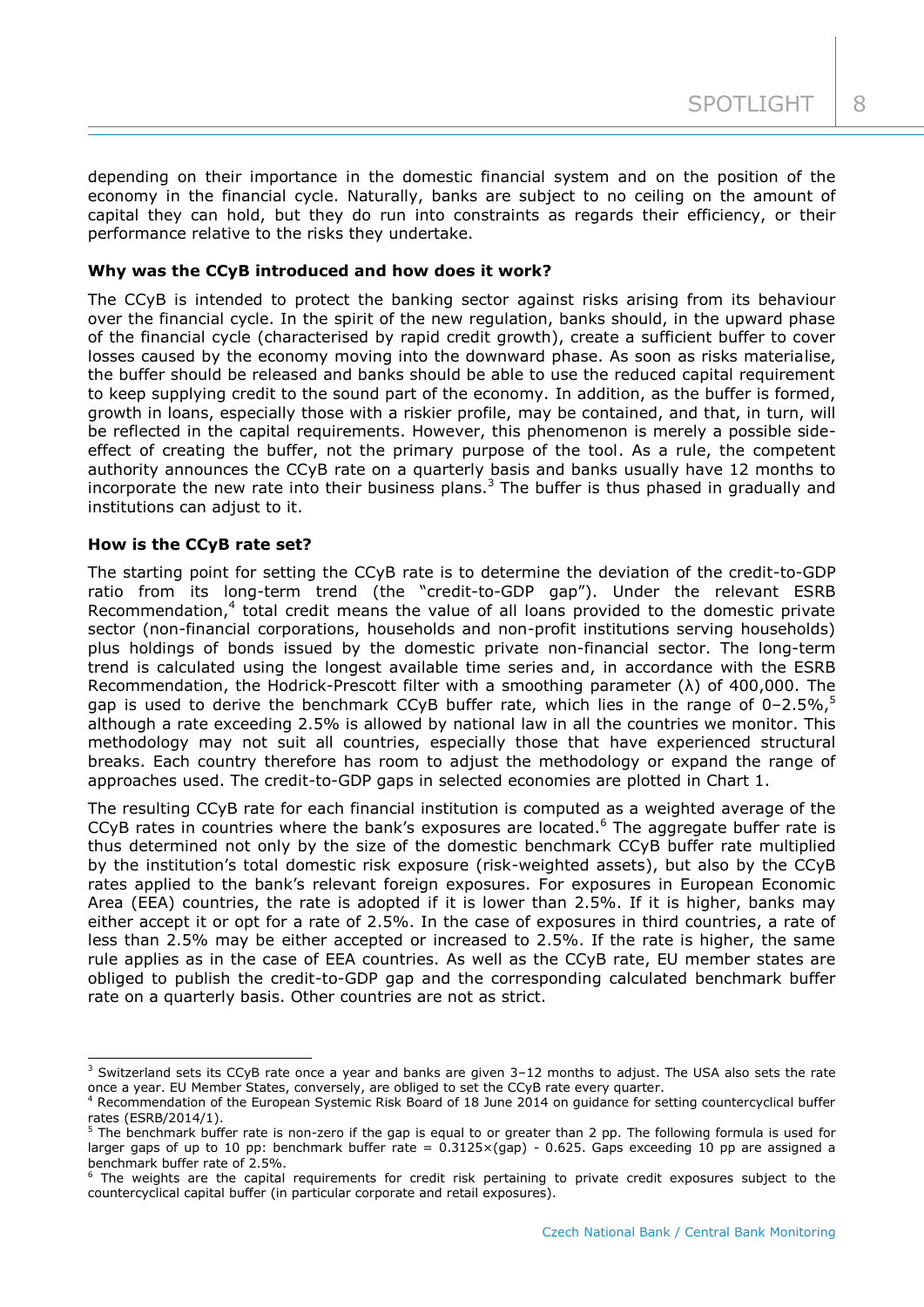depending on their importance in the domestic financial system and on the position of the economy in the financial cycle. Naturally, banks are subject to no ceiling on the amount of capital they can hold, but they do run into constraints as regards their efficiency, or their performance relative to the risks they undertake.

**Why was the CCyB introduced and how does it work?**

The CCyB is intended to protect the banking sector against risks arising from its behaviour over the financial cycle. In the spirit of the new regulation, banks should, in the upward phase of the financial cycle (characterised by rapid credit growth), create a sufficient buffer to cover losses caused by the economy moving into the downward phase. As soon as risks materialise, the buffer should be released and banks should be able to use the reduced capital requirement to keep supplying credit to the sound part of the economy. In addition, as the buffer is formed, growth in loans, especially those with a riskier profile, may be contained, and that, in turn, will be reflected in the capital requirements. However, this phenomenon is merely a possible side-effect of creating the buffer, not the primary purpose of the tool. As a rule, the competent authority announces the CCyB rate on a quarterly basis and banks usually have 12 months to incorporate the new rate into their business plans.[3] The buffer is thus phased in gradually and institutions can adjust to it.

**How is the CCyB rate set?**

The starting point for setting the CCyB rate is to determine the deviation of the credit-to-GDP ratio from its long-term trend (the "credit-to-GDP gap"). Under the relevant ESRB Recommendation,[4] total credit means the value of all loans provided to the domestic private sector (non-financial corporations, households and non-profit institutions serving households) plus holdings of bonds issued by the domestic private non-financial sector. The long-term trend is calculated using the longest available time series and, in accordance with the ESRB Recommendation, the Hodrick-Prescott filter with a smoothing parameter ($\lambda$) of 400,000. The gap is used to derive the benchmark CCyB buffer rate, which lies in the range of 0–2.5%,[5] although a rate exceeding 2.5% is allowed by national law in all the countries we monitor. This methodology may not suit all countries, especially those that have experienced structural breaks. Each country therefore has room to adjust the methodology or expand the range of approaches used. The credit-to-GDP gaps in selected economies are plotted in Chart 1.

The resulting CCyB rate for each financial institution is computed as a weighted average of the CCyB rates in countries where the bank's exposures are located.[6] The aggregate buffer rate is thus determined not only by the size of the domestic benchmark CCyB buffer rate multiplied by the institution's total domestic risk exposure (risk-weighted assets), but also by the CCyB rates applied to the bank's relevant foreign exposures. For exposures in European Economic Area (EEA) countries, the rate is adopted if it is lower than 2.5%. If it is higher, banks may either accept it or opt for a rate of 2.5%. In the case of exposures in third countries, a rate of less than 2.5% may be either accepted or increased to 2.5%. If the rate is higher, the same rule applies as in the case of EEA countries. As well as the CCyB rate, EU member states are obliged to publish the credit-to-GDP gap and the corresponding calculated benchmark buffer rate on a quarterly basis. Other countries are not as strict.

---

[3] Switzerland sets its CCyB rate once a year and banks are given 3–12 months to adjust. The USA also sets the rate once a year. EU Member States, conversely, are obliged to set the CCyB rate every quarter.

[4] Recommendation of the European Systemic Risk Board of 18 June 2014 on guidance for setting countercyclical buffer rates (ESRB/2014/1).

[5] The benchmark buffer rate is non-zero if the gap is equal to or greater than 2 pp. The following formula is used for larger gaps of up to 10 pp: benchmark buffer rate = $0.3125 \times (\text{gap}) - 0.625$. Gaps exceeding 10 pp are assigned a benchmark buffer rate of 2.5%.

[6] The weights are the capital requirements for credit risk pertaining to private credit exposures subject to the countercyclical capital buffer (in particular corporate and retail exposures).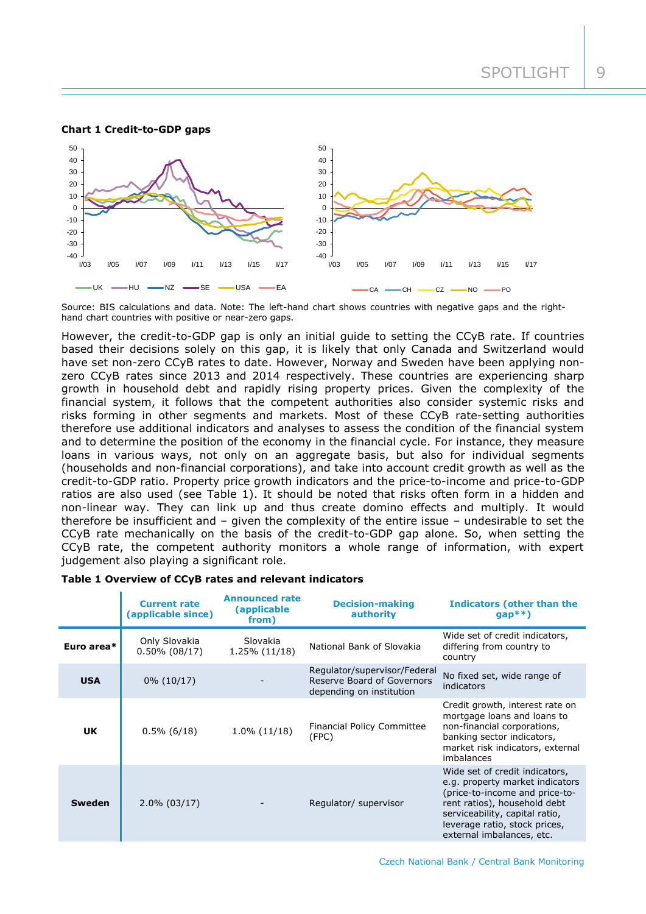**Chart 1 Credit-to-GDP gaps**

Source: BIS calculations and data. Note: The left-hand chart shows countries with negative gaps and the right-hand chart countries with positive or near-zero gaps.

However, the credit-to-GDP gap is only an initial guide to setting the CCyB rate. If countries based their decisions solely on this gap, it is likely that only Canada and Switzerland would have set non-zero CCyB rates to date. However, Norway and Sweden have been applying non-zero CCyB rates since 2013 and 2014 respectively. These countries are experiencing sharp growth in household debt and rapidly rising property prices. Given the complexity of the financial system, it follows that the competent authorities also consider systemic risks and risks forming in other segments and markets. Most of these CCyB rate-setting authorities therefore use additional indicators and analyses to assess the condition of the financial system and to determine the position of the economy in the financial cycle. For instance, they measure loans in various ways, not only on an aggregate basis, but also for individual segments (households and non-financial corporations), and take into account credit growth as well as the credit-to-GDP ratio. Property price growth indicators and the price-to-income and price-to-GDP ratios are also used (see Table 1). It should be noted that risks often form in a hidden and non-linear way. They can link up and thus create domino effects and multiply. It would therefore be insufficient and – given the complexity of the entire issue – undesirable to set the CCyB rate mechanically on the basis of the credit-to-GDP gap alone. So, when setting the CCyB rate, the competent authority monitors a whole range of information, with expert judgement also playing a significant role.

**Table 1 Overview of CCyB rates and relevant indicators**

| | Current rate (applicable since) | Announced rate (applicable from) | Decision-making authority | Indicators (other than the gap**) |
|---|---|---|---|---|
| **Euro area*** | Only Slovakia 0.50% (08/17) | Slovakia 1.25% (11/18) | National Bank of Slovakia | Wide set of credit indicators, differing from country to country |
| **USA** | 0% (10/17) | - | Regulator/supervisor/Federal Reserve Board of Governors depending on institution | No fixed set, wide range of indicators |
| **UK** | 0.5% (6/18) | 1.0% (11/18) | Financial Policy Committee (FPC) | Credit growth, interest rate on mortgage loans and loans to non-financial corporations, banking sector indicators, market risk indicators, external imbalances |
| **Sweden** | 2.0% (03/17) | - | Regulator/ supervisor | Wide set of credit indicators, e.g. property market indicators (price-to-income and price-to-rent ratios), household debt serviceability, capital ratio, leverage ratio, stock prices, external imbalances, etc. |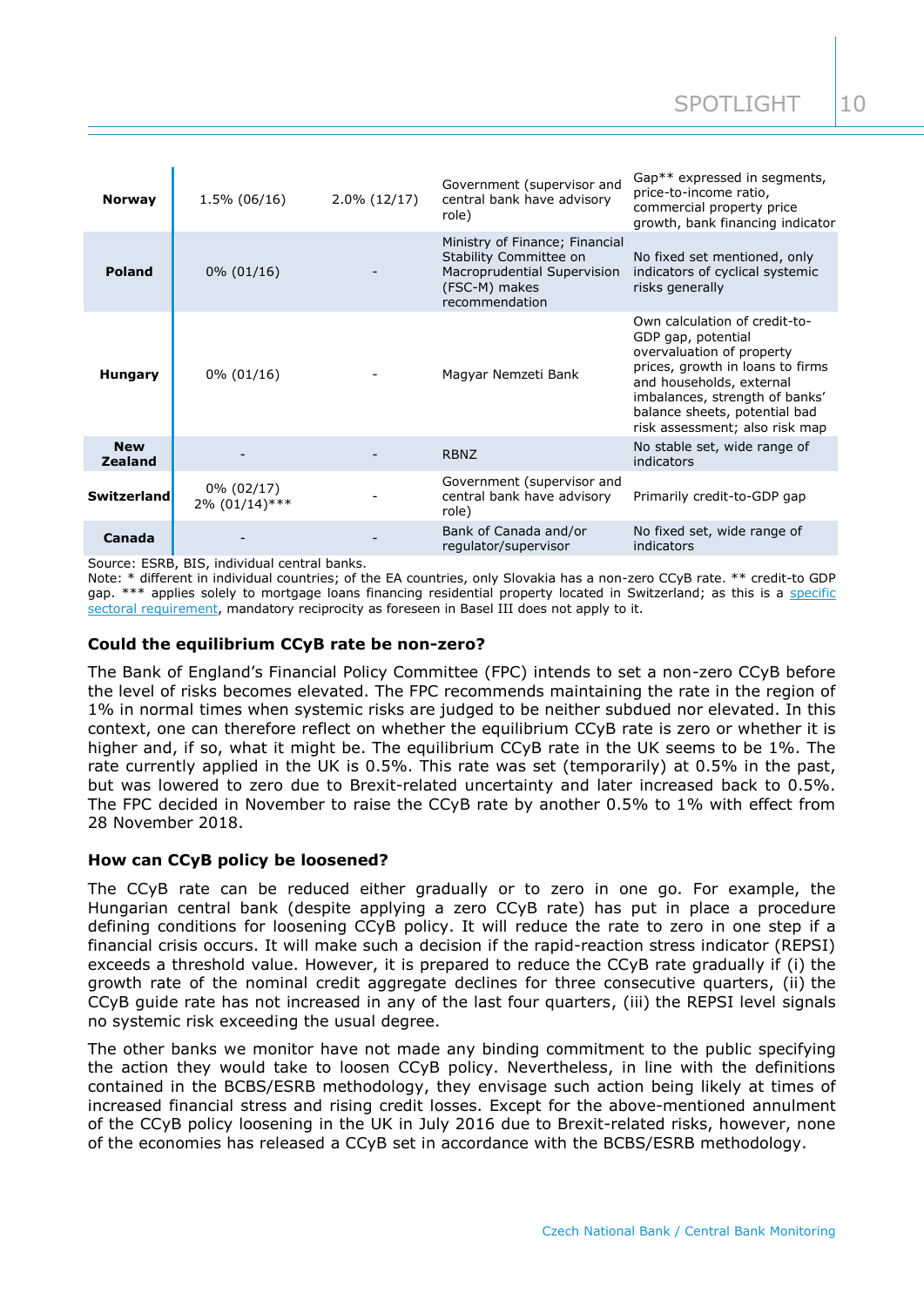| | | | | |
|---|---|---|---|---|
| **Norway** | 1.5% (06/16) | 2.0% (12/17) | Government (supervisor and central bank have advisory role) | Gap** expressed in segments, price-to-income ratio, commercial property price growth, bank financing indicator |
| **Poland** | 0% (01/16) | - | Ministry of Finance; Financial Stability Committee on Macroprudential Supervision (FSC-M) makes recommendation | No fixed set mentioned, only indicators of cyclical systemic risks generally |
| **Hungary** | 0% (01/16) | - | Magyar Nemzeti Bank | Own calculation of credit-to-GDP gap, potential overvaluation of property prices, growth in loans to firms and households, external imbalances, strength of banks' balance sheets, potential bad risk assessment; also risk map |
| **New Zealand** | - | - | RBNZ | No stable set, wide range of indicators |
| **Switzerland** | 0% (02/17) 2% (01/14)*** | - | Government (supervisor and central bank have advisory role) | Primarily credit-to-GDP gap |
| **Canada** | - | - | Bank of Canada and/or regulator/supervisor | No fixed set, wide range of indicators |

Source: ESRB, BIS, individual central banks.
Note: * different in individual countries; of the EA countries, only Slovakia has a non-zero CCyB rate. ** credit-to GDP gap. *** applies solely to mortgage loans financing residential property located in Switzerland; as this is a specific sectoral requirement, mandatory reciprocity as foreseen in Basel III does not apply to it.

### Could the equilibrium CCyB rate be non-zero?

The Bank of England's Financial Policy Committee (FPC) intends to set a non-zero CCyB before the level of risks becomes elevated. The FPC recommends maintaining the rate in the region of 1% in normal times when systemic risks are judged to be neither subdued nor elevated. In this context, one can therefore reflect on whether the equilibrium CCyB rate is zero or whether it is higher and, if so, what it might be. The equilibrium CCyB rate in the UK seems to be 1%. The rate currently applied in the UK is 0.5%. This rate was set (temporarily) at 0.5% in the past, but was lowered to zero due to Brexit-related uncertainty and later increased back to 0.5%. The FPC decided in November to raise the CCyB rate by another 0.5% to 1% with effect from 28 November 2018.

### How can CCyB policy be loosened?

The CCyB rate can be reduced either gradually or to zero in one go. For example, the Hungarian central bank (despite applying a zero CCyB rate) has put in place a procedure defining conditions for loosening CCyB policy. It will reduce the rate to zero in one step if a financial crisis occurs. It will make such a decision if the rapid-reaction stress indicator (REPSI) exceeds a threshold value. However, it is prepared to reduce the CCyB rate gradually if (i) the growth rate of the nominal credit aggregate declines for three consecutive quarters, (ii) the CCyB guide rate has not increased in any of the last four quarters, (iii) the REPSI level signals no systemic risk exceeding the usual degree.

The other banks we monitor have not made any binding commitment to the public specifying the action they would take to loosen CCyB policy. Nevertheless, in line with the definitions contained in the BCBS/ESRB methodology, they envisage such action being likely at times of increased financial stress and rising credit losses. Except for the above-mentioned annulment of the CCyB policy loosening in the UK in July 2016 due to Brexit-related risks, however, none of the economies has released a CCyB set in accordance with the BCBS/ESRB methodology.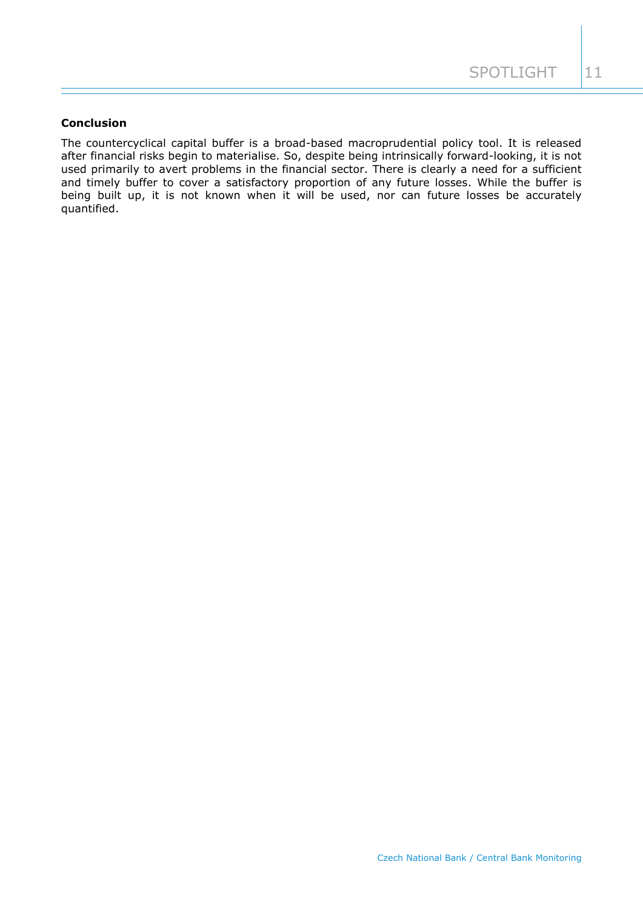**Conclusion**

The countercyclical capital buffer is a broad-based macroprudential policy tool. It is released after financial risks begin to materialise. So, despite being intrinsically forward-looking, it is not used primarily to avert problems in the financial sector. There is clearly a need for a sufficient and timely buffer to cover a satisfactory proportion of any future losses. While the buffer is being built up, it is not known when it will be used, nor can future losses be accurately quantified.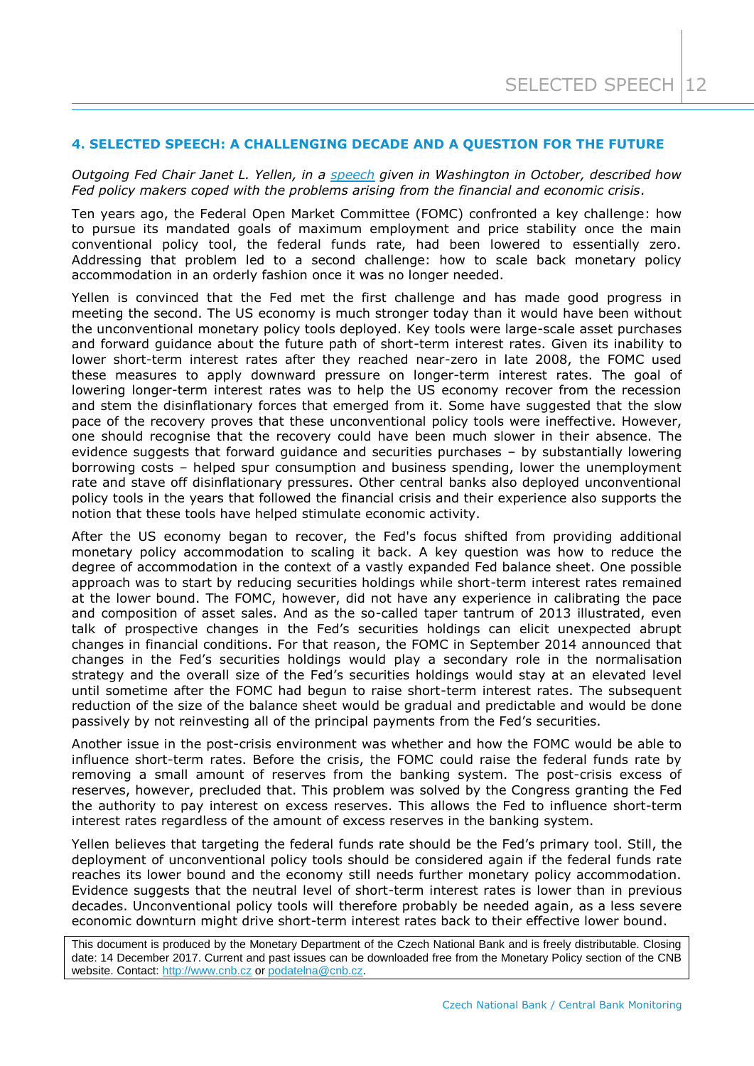## 4. SELECTED SPEECH: A CHALLENGING DECADE AND A QUESTION FOR THE FUTURE

*Outgoing Fed Chair Janet L. Yellen, in a speech given in Washington in October, described how Fed policy makers coped with the problems arising from the financial and economic crisis.*

Ten years ago, the Federal Open Market Committee (FOMC) confronted a key challenge: how to pursue its mandated goals of maximum employment and price stability once the main conventional policy tool, the federal funds rate, had been lowered to essentially zero. Addressing that problem led to a second challenge: how to scale back monetary policy accommodation in an orderly fashion once it was no longer needed.

Yellen is convinced that the Fed met the first challenge and has made good progress in meeting the second. The US economy is much stronger today than it would have been without the unconventional monetary policy tools deployed. Key tools were large-scale asset purchases and forward guidance about the future path of short-term interest rates. Given its inability to lower short-term interest rates after they reached near-zero in late 2008, the FOMC used these measures to apply downward pressure on longer-term interest rates. The goal of lowering longer-term interest rates was to help the US economy recover from the recession and stem the disinflationary forces that emerged from it. Some have suggested that the slow pace of the recovery proves that these unconventional policy tools were ineffective. However, one should recognise that the recovery could have been much slower in their absence. The evidence suggests that forward guidance and securities purchases – by substantially lowering borrowing costs – helped spur consumption and business spending, lower the unemployment rate and stave off disinflationary pressures. Other central banks also deployed unconventional policy tools in the years that followed the financial crisis and their experience also supports the notion that these tools have helped stimulate economic activity.

After the US economy began to recover, the Fed's focus shifted from providing additional monetary policy accommodation to scaling it back. A key question was how to reduce the degree of accommodation in the context of a vastly expanded Fed balance sheet. One possible approach was to start by reducing securities holdings while short-term interest rates remained at the lower bound. The FOMC, however, did not have any experience in calibrating the pace and composition of asset sales. And as the so-called taper tantrum of 2013 illustrated, even talk of prospective changes in the Fed's securities holdings can elicit unexpected abrupt changes in financial conditions. For that reason, the FOMC in September 2014 announced that changes in the Fed's securities holdings would play a secondary role in the normalisation strategy and the overall size of the Fed's securities holdings would stay at an elevated level until sometime after the FOMC had begun to raise short-term interest rates. The subsequent reduction of the size of the balance sheet would be gradual and predictable and would be done passively by not reinvesting all of the principal payments from the Fed's securities.

Another issue in the post-crisis environment was whether and how the FOMC would be able to influence short-term rates. Before the crisis, the FOMC could raise the federal funds rate by removing a small amount of reserves from the banking system. The post-crisis excess of reserves, however, precluded that. This problem was solved by the Congress granting the Fed the authority to pay interest on excess reserves. This allows the Fed to influence short-term interest rates regardless of the amount of excess reserves in the banking system.

Yellen believes that targeting the federal funds rate should be the Fed's primary tool. Still, the deployment of unconventional policy tools should be considered again if the federal funds rate reaches its lower bound and the economy still needs further monetary policy accommodation. Evidence suggests that the neutral level of short-term interest rates is lower than in previous decades. Unconventional policy tools will therefore probably be needed again, as a less severe economic downturn might drive short-term interest rates back to their effective lower bound.

This document is produced by the Monetary Department of the Czech National Bank and is freely distributable. Closing date: 14 December 2017. Current and past issues can be downloaded free from the Monetary Policy section of the CNB website. Contact: http://www.cnb.cz or podatelna@cnb.cz.